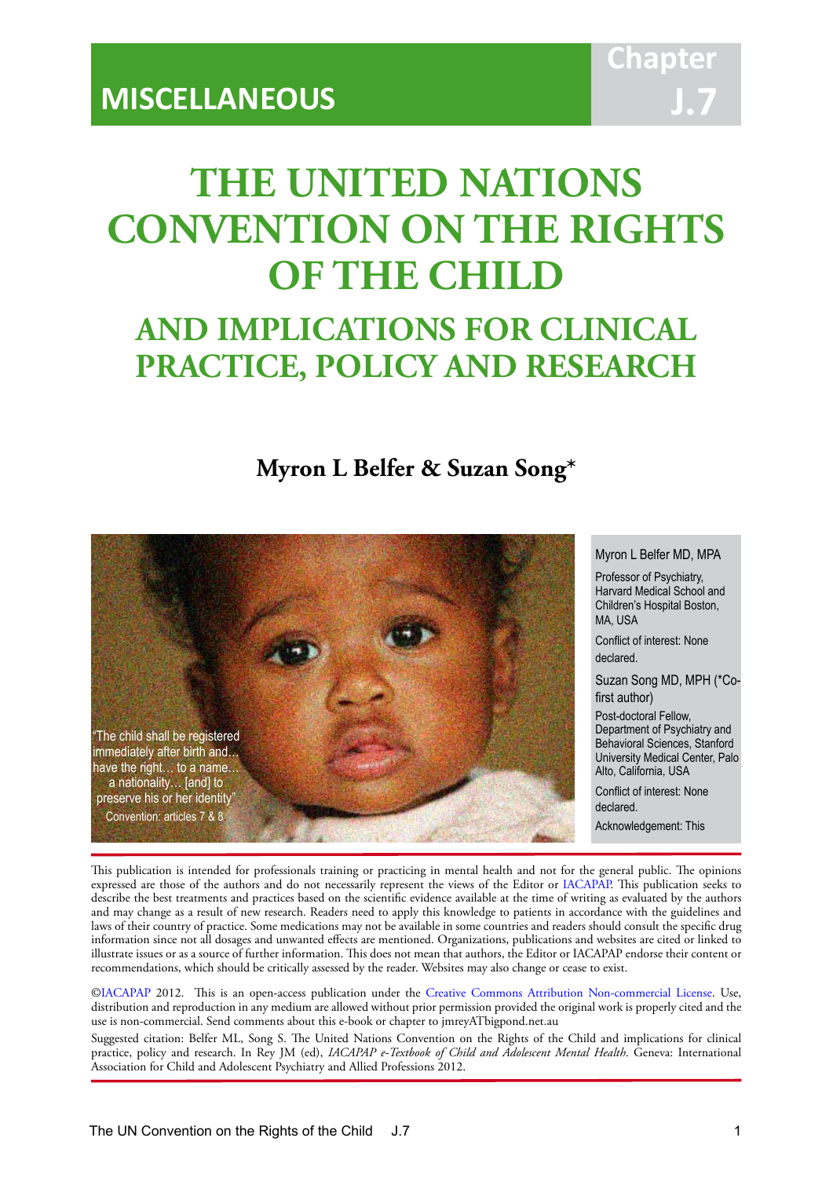MISCELLANEOUS

Chapter J.7

# THE UNITED NATIONS CONVENTION ON THE RIGHTS OF THE CHILD

## AND IMPLICATIONS FOR CLINICAL PRACTICE, POLICY AND RESEARCH

**Myron L Belfer & Suzan Song***

"The child shall be registered immediately after birth and… have the right… to a name… a nationality… [and] to preserve his or her identity"
Convention: articles 7 & 8.

Myron L Belfer MD, MPA

Professor of Psychiatry, Harvard Medical School and Children's Hospital Boston, MA, USA

Conflict of interest: None declared.

Suzan Song MD, MPH (*Co-first author)

Post-doctoral Fellow, Department of Psychiatry and Behavioral Sciences, Stanford University Medical Center, Palo Alto, California, USA

Conflict of interest: None declared.

Acknowledgement: This

This publication is intended for professionals training or practicing in mental health and not for the general public. The opinions expressed are those of the authors and do not necessarily represent the views of the Editor or IACAPAP. This publication seeks to describe the best treatments and practices based on the scientific evidence available at the time of writing as evaluated by the authors and may change as a result of new research. Readers need to apply this knowledge to patients in accordance with the guidelines and laws of their country of practice. Some medications may not be available in some countries and readers should consult the specific drug information since not all dosages and unwanted effects are mentioned. Organizations, publications and websites are cited or linked to illustrate issues or as a source of further information. This does not mean that authors, the Editor or IACAPAP endorse their content or recommendations, which should be critically assessed by the reader. Websites may also change or cease to exist.

©IACAPAP 2012. This is an open-access publication under the Creative Commons Attribution Non-commercial License. Use, distribution and reproduction in any medium are allowed without prior permission provided the original work is properly cited and the use is non-commercial. Send comments about this e-book or chapter to jmreyATbigpond.net.au

Suggested citation: Belfer ML, Song S. The United Nations Convention on the Rights of the Child and implications for clinical practice, policy and research. In Rey JM (ed), *IACAPAP e-Textbook of Child and Adolescent Mental Health*. Geneva: International Association for Child and Adolescent Psychiatry and Allied Professions 2012.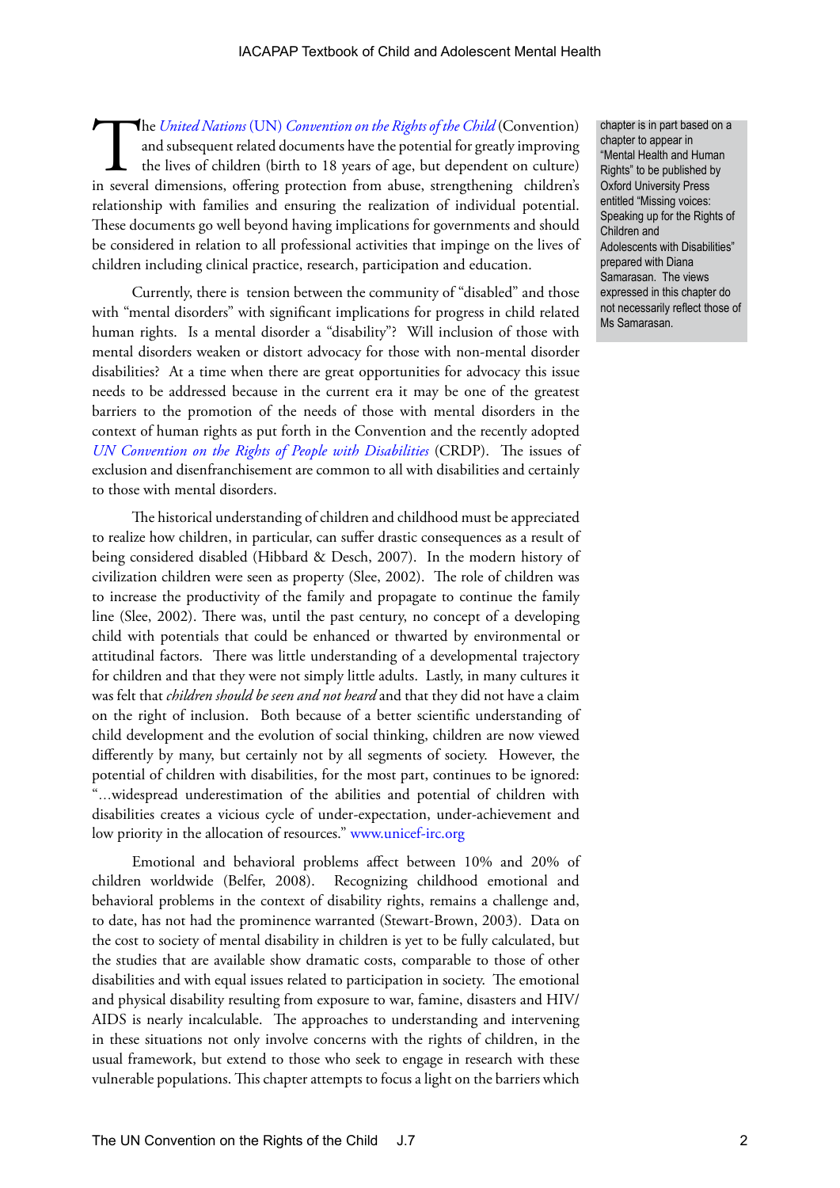The *United Nations* (UN) *Convention on the Rights of the Child* (Convention) and subsequent related documents have the potential for greatly improving the lives of children (birth to 18 years of age, but dependent on culture) in several dimensions, offering protection from abuse, strengthening children's relationship with families and ensuring the realization of individual potential. These documents go well beyond having implications for governments and should be considered in relation to all professional activities that impinge on the lives of children including clinical practice, research, participation and education.

Currently, there is tension between the community of "disabled" and those with "mental disorders" with significant implications for progress in child related human rights. Is a mental disorder a "disability"? Will inclusion of those with mental disorders weaken or distort advocacy for those with non-mental disorder disabilities? At a time when there are great opportunities for advocacy this issue needs to be addressed because in the current era it may be one of the greatest barriers to the promotion of the needs of those with mental disorders in the context of human rights as put forth in the Convention and the recently adopted *UN Convention on the Rights of People with Disabilities* (CRDP). The issues of exclusion and disenfranchisement are common to all with disabilities and certainly to those with mental disorders.

The historical understanding of children and childhood must be appreciated to realize how children, in particular, can suffer drastic consequences as a result of being considered disabled (Hibbard & Desch, 2007). In the modern history of civilization children were seen as property (Slee, 2002). The role of children was to increase the productivity of the family and propagate to continue the family line (Slee, 2002). There was, until the past century, no concept of a developing child with potentials that could be enhanced or thwarted by environmental or attitudinal factors. There was little understanding of a developmental trajectory for children and that they were not simply little adults. Lastly, in many cultures it was felt that *children should be seen and not heard* and that they did not have a claim on the right of inclusion. Both because of a better scientific understanding of child development and the evolution of social thinking, children are now viewed differently by many, but certainly not by all segments of society. However, the potential of children with disabilities, for the most part, continues to be ignored: "...widespread underestimation of the abilities and potential of children with disabilities creates a vicious cycle of under-expectation, under-achievement and low priority in the allocation of resources." www.unicef-irc.org

Emotional and behavioral problems affect between 10% and 20% of children worldwide (Belfer, 2008). Recognizing childhood emotional and behavioral problems in the context of disability rights, remains a challenge and, to date, has not had the prominence warranted (Stewart-Brown, 2003). Data on the cost to society of mental disability in children is yet to be fully calculated, but the studies that are available show dramatic costs, comparable to those of other disabilities and with equal issues related to participation in society. The emotional and physical disability resulting from exposure to war, famine, disasters and HIV/AIDS is nearly incalculable. The approaches to understanding and intervening in these situations not only involve concerns with the rights of children, in the usual framework, but extend to those who seek to engage in research with these vulnerable populations. This chapter attempts to focus a light on the barriers which

chapter is in part based on a chapter to appear in "Mental Health and Human Rights" to be published by Oxford University Press entitled "Missing voices: Speaking up for the Rights of Children and Adolescents with Disabilities" prepared with Diana Samarasan. The views expressed in this chapter do not necessarily reflect those of Ms Samarasan.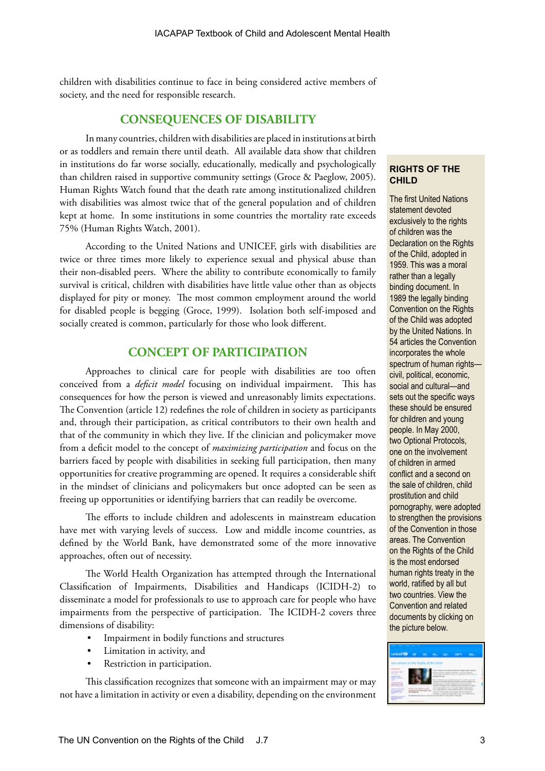children with disabilities continue to face in being considered active members of society, and the need for responsible research.

## CONSEQUENCES OF DISABILITY

In many countries, children with disabilities are placed in institutions at birth or as toddlers and remain there until death. All available data show that children in institutions do far worse socially, educationally, medically and psychologically than children raised in supportive community settings (Groce & Paeglow, 2005). Human Rights Watch found that the death rate among institutionalized children with disabilities was almost twice that of the general population and of children kept at home. In some institutions in some countries the mortality rate exceeds 75% (Human Rights Watch, 2001).

According to the United Nations and UNICEF, girls with disabilities are twice or three times more likely to experience sexual and physical abuse than their non-disabled peers. Where the ability to contribute economically to family survival is critical, children with disabilities have little value other than as objects displayed for pity or money. The most common employment around the world for disabled people is begging (Groce, 1999). Isolation both self-imposed and socially created is common, particularly for those who look different.

## CONCEPT OF PARTICIPATION

Approaches to clinical care for people with disabilities are too often conceived from a *deficit model* focusing on individual impairment. This has consequences for how the person is viewed and unreasonably limits expectations. The Convention (article 12) redefines the role of children in society as participants and, through their participation, as critical contributors to their own health and that of the community in which they live. If the clinician and policymaker move from a deficit model to the concept of *maximizing participation* and focus on the barriers faced by people with disabilities in seeking full participation, then many opportunities for creative programming are opened. It requires a considerable shift in the mindset of clinicians and policymakers but once adopted can be seen as freeing up opportunities or identifying barriers that can readily be overcome.

The efforts to include children and adolescents in mainstream education have met with varying levels of success. Low and middle income countries, as defined by the World Bank, have demonstrated some of the more innovative approaches, often out of necessity.

The World Health Organization has attempted through the International Classification of Impairments, Disabilities and Handicaps (ICIDH-2) to disseminate a model for professionals to use to approach care for people who have impairments from the perspective of participation. The ICIDH-2 covers three dimensions of disability:

- Impairment in bodily functions and structures
- Limitation in activity, and
- Restriction in participation.

This classification recognizes that someone with an impairment may or may not have a limitation in activity or even a disability, depending on the environment

> **RIGHTS OF THE CHILD**
>
> The first United Nations statement devoted exclusively to the rights of children was the Declaration on the Rights of the Child, adopted in 1959. This was a moral rather than a legally binding document. In 1989 the legally binding Convention on the Rights of the Child was adopted by the United Nations. In 54 articles the Convention incorporates the whole spectrum of human rights—civil, political, economic, social and cultural—and sets out the specific ways these should be ensured for children and young people. In May 2000, two Optional Protocols, one on the involvement of children in armed conflict and a second on the sale of children, child prostitution and child pornography, were adopted to strengthen the provisions of the Convention in those areas. The Convention on the Rights of the Child is the most endorsed human rights treaty in the world, ratified by all but two countries. View the Convention and related documents by clicking on the picture below.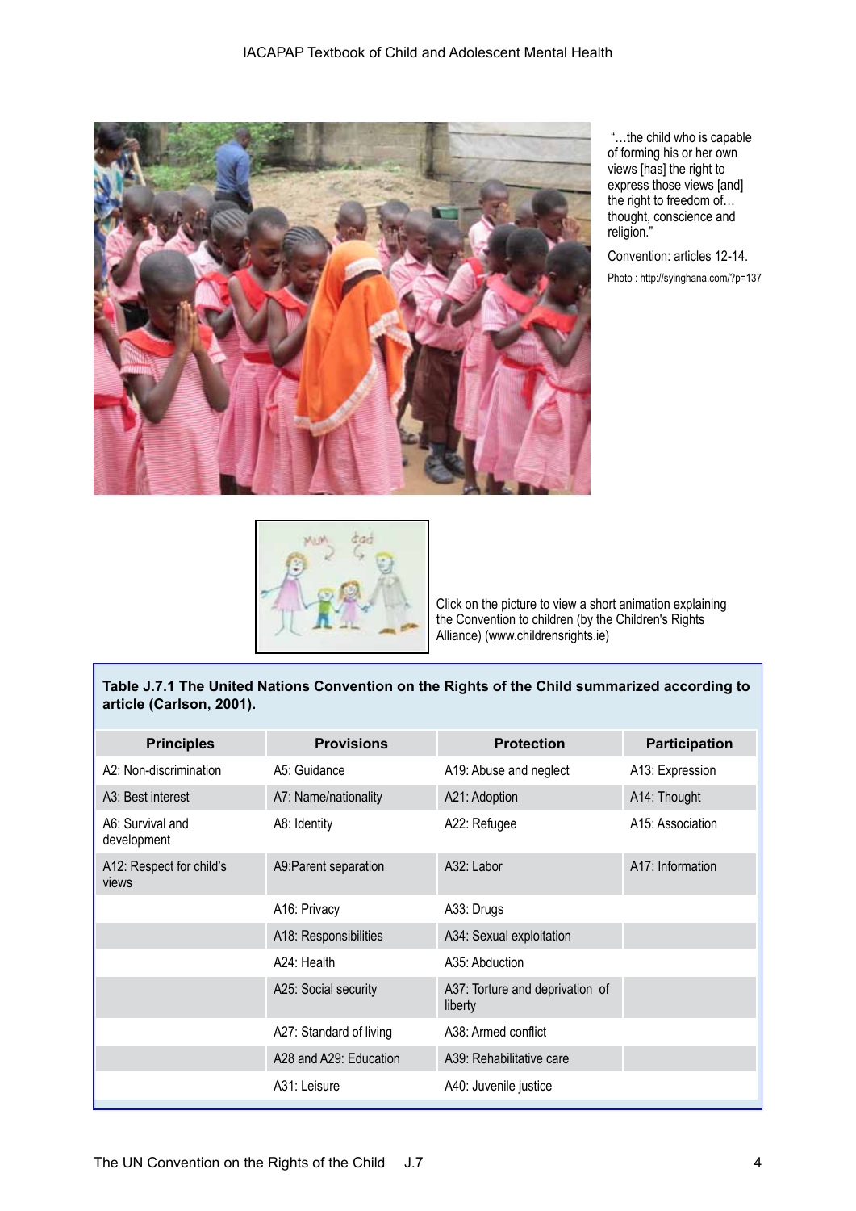"…the child who is capable of forming his or her own views [has] the right to express those views [and] the right to freedom of… thought, conscience and religion."

Convention: articles 12-14.

Photo : http://syinghana.com/?p=137

Click on the picture to view a short animation explaining the Convention to children (by the Children's Rights Alliance) (www.childrensrights.ie)

**Table J.7.1 The United Nations Convention on the Rights of the Child summarized according to article (Carlson, 2001).**

| Principles | Provisions | Protection | Participation |
|---|---|---|---|
| A2: Non-discrimination | A5: Guidance | A19: Abuse and neglect | A13: Expression |
| A3: Best interest | A7: Name/nationality | A21: Adoption | A14: Thought |
| A6: Survival and development | A8: Identity | A22: Refugee | A15: Association |
| A12: Respect for child's views | A9:Parent separation | A32: Labor | A17: Information |
| | A16: Privacy | A33: Drugs | |
| | A18: Responsibilities | A34: Sexual exploitation | |
| | A24: Health | A35: Abduction | |
| | A25: Social security | A37: Torture and deprivation of liberty | |
| | A27: Standard of living | A38: Armed conflict | |
| | A28 and A29: Education | A39: Rehabilitative care | |
| | A31: Leisure | A40: Juvenile justice | |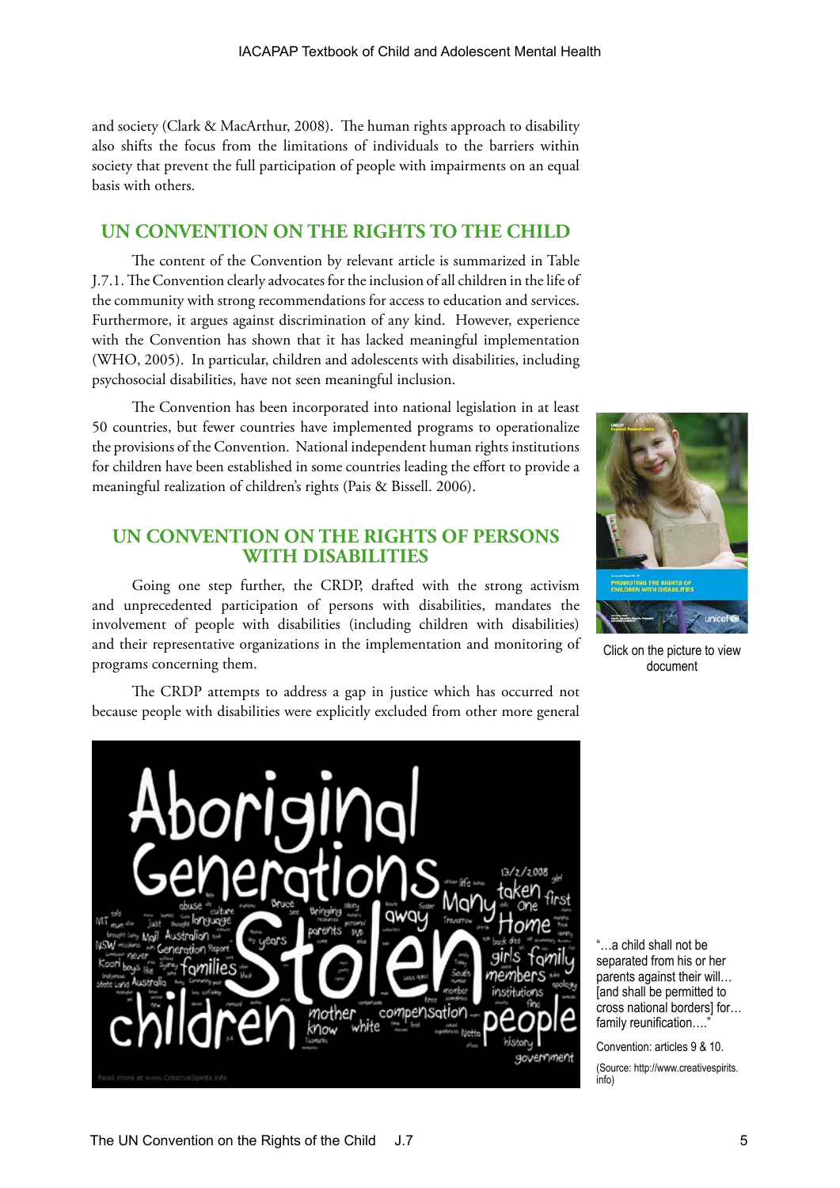and society (Clark & MacArthur, 2008). The human rights approach to disability also shifts the focus from the limitations of individuals to the barriers within society that prevent the full participation of people with impairments on an equal basis with others.

## UN CONVENTION ON THE RIGHTS TO THE CHILD

The content of the Convention by relevant article is summarized in Table J.7.1. The Convention clearly advocates for the inclusion of all children in the life of the community with strong recommendations for access to education and services. Furthermore, it argues against discrimination of any kind. However, experience with the Convention has shown that it has lacked meaningful implementation (WHO, 2005). In particular, children and adolescents with disabilities, including psychosocial disabilities, have not seen meaningful inclusion.

The Convention has been incorporated into national legislation in at least 50 countries, but fewer countries have implemented programs to operationalize the provisions of the Convention. National independent human rights institutions for children have been established in some countries leading the effort to provide a meaningful realization of children's rights (Pais & Bissell. 2006).

Click on the picture to view document

## UN CONVENTION ON THE RIGHTS OF PERSONS WITH DISABILITIES

Going one step further, the CRDP, drafted with the strong activism and unprecedented participation of persons with disabilities, mandates the involvement of people with disabilities (including children with disabilities) and their representative organizations in the implementation and monitoring of programs concerning them.

The CRDP attempts to address a gap in justice which has occurred not because people with disabilities were explicitly excluded from other more general

"…a child shall not be separated from his or her parents against their will… [and shall be permitted to cross national borders] for… family reunification…."

Convention: articles 9 & 10.

(Source: http://www.creativespirits.info)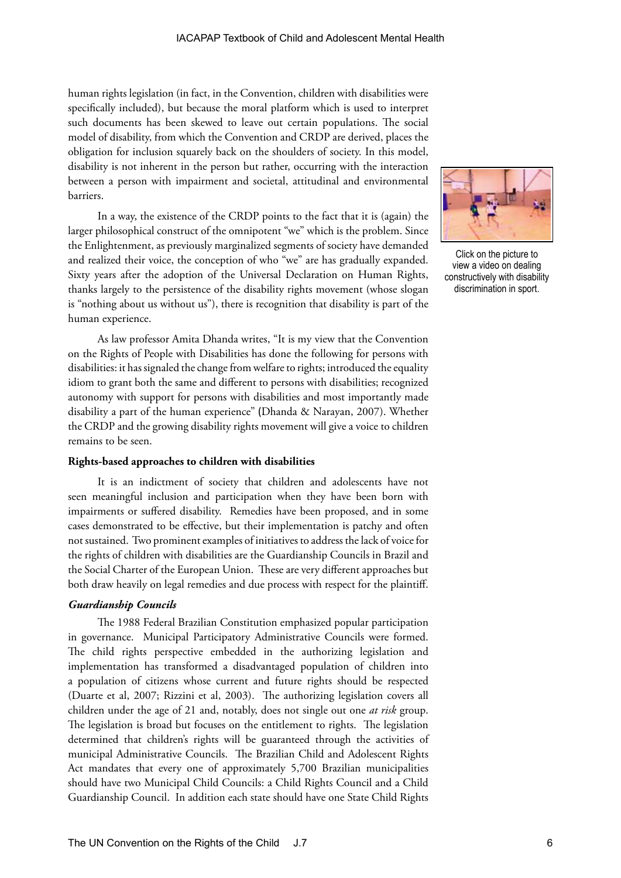human rights legislation (in fact, in the Convention, children with disabilities were specifically included), but because the moral platform which is used to interpret such documents has been skewed to leave out certain populations. The social model of disability, from which the Convention and CRDP are derived, places the obligation for inclusion squarely back on the shoulders of society. In this model, disability is not inherent in the person but rather, occurring with the interaction between a person with impairment and societal, attitudinal and environmental barriers.

In a way, the existence of the CRDP points to the fact that it is (again) the larger philosophical construct of the omnipotent "we" which is the problem. Since the Enlightenment, as previously marginalized segments of society have demanded and realized their voice, the conception of who "we" are has gradually expanded. Sixty years after the adoption of the Universal Declaration on Human Rights, thanks largely to the persistence of the disability rights movement (whose slogan is "nothing about us without us"), there is recognition that disability is part of the human experience.

Click on the picture to view a video on dealing constructively with disability discrimination in sport.

As law professor Amita Dhanda writes, "It is my view that the Convention on the Rights of People with Disabilities has done the following for persons with disabilities: it has signaled the change from welfare to rights; introduced the equality idiom to grant both the same and different to persons with disabilities; recognized autonomy with support for persons with disabilities and most importantly made disability a part of the human experience" (Dhanda & Narayan, 2007). Whether the CRDP and the growing disability rights movement will give a voice to children remains to be seen.

**Rights-based approaches to children with disabilities**

It is an indictment of society that children and adolescents have not seen meaningful inclusion and participation when they have been born with impairments or suffered disability. Remedies have been proposed, and in some cases demonstrated to be effective, but their implementation is patchy and often not sustained. Two prominent examples of initiatives to address the lack of voice for the rights of children with disabilities are the Guardianship Councils in Brazil and the Social Charter of the European Union. These are very different approaches but both draw heavily on legal remedies and due process with respect for the plaintiff.

***Guardianship Councils***

The 1988 Federal Brazilian Constitution emphasized popular participation in governance. Municipal Participatory Administrative Councils were formed. The child rights perspective embedded in the authorizing legislation and implementation has transformed a disadvantaged population of children into a population of citizens whose current and future rights should be respected (Duarte et al, 2007; Rizzini et al, 2003). The authorizing legislation covers all children under the age of 21 and, notably, does not single out one *at risk* group. The legislation is broad but focuses on the entitlement to rights. The legislation determined that children's rights will be guaranteed through the activities of municipal Administrative Councils. The Brazilian Child and Adolescent Rights Act mandates that every one of approximately 5,700 Brazilian municipalities should have two Municipal Child Councils: a Child Rights Council and a Child Guardianship Council. In addition each state should have one State Child Rights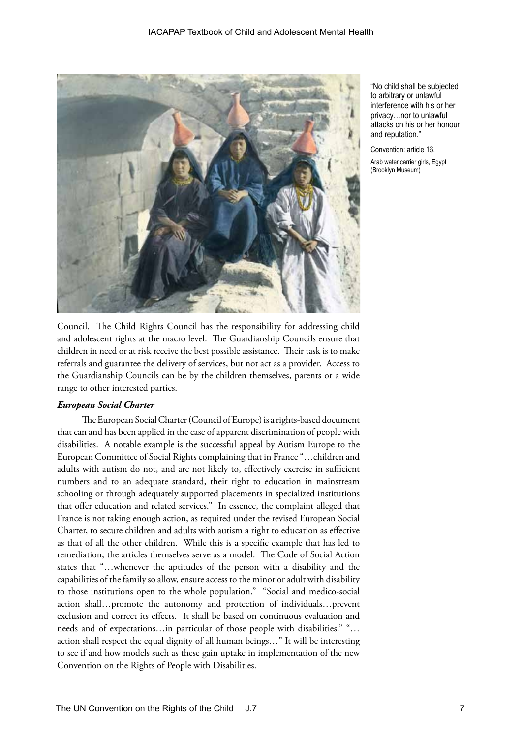"No child shall be subjected to arbitrary or unlawful interference with his or her privacy…nor to unlawful attacks on his or her honour and reputation."

Convention: article 16.

Arab water carrier girls, Egypt (Brooklyn Museum)

Council. The Child Rights Council has the responsibility for addressing child and adolescent rights at the macro level. The Guardianship Councils ensure that children in need or at risk receive the best possible assistance. Their task is to make referrals and guarantee the delivery of services, but not act as a provider. Access to the Guardianship Councils can be by the children themselves, parents or a wide range to other interested parties.

### *European Social Charter*

The European Social Charter (Council of Europe) is a rights-based document that can and has been applied in the case of apparent discrimination of people with disabilities. A notable example is the successful appeal by Autism Europe to the European Committee of Social Rights complaining that in France "…children and adults with autism do not, and are not likely to, effectively exercise in sufficient numbers and to an adequate standard, their right to education in mainstream schooling or through adequately supported placements in specialized institutions that offer education and related services." In essence, the complaint alleged that France is not taking enough action, as required under the revised European Social Charter, to secure children and adults with autism a right to education as effective as that of all the other children. While this is a specific example that has led to remediation, the articles themselves serve as a model. The Code of Social Action states that "…whenever the aptitudes of the person with a disability and the capabilities of the family so allow, ensure access to the minor or adult with disability to those institutions open to the whole population." "Social and medico-social action shall…promote the autonomy and protection of individuals…prevent exclusion and correct its effects. It shall be based on continuous evaluation and needs and of expectations…in particular of those people with disabilities." "…action shall respect the equal dignity of all human beings…" It will be interesting to see if and how models such as these gain uptake in implementation of the new Convention on the Rights of People with Disabilities.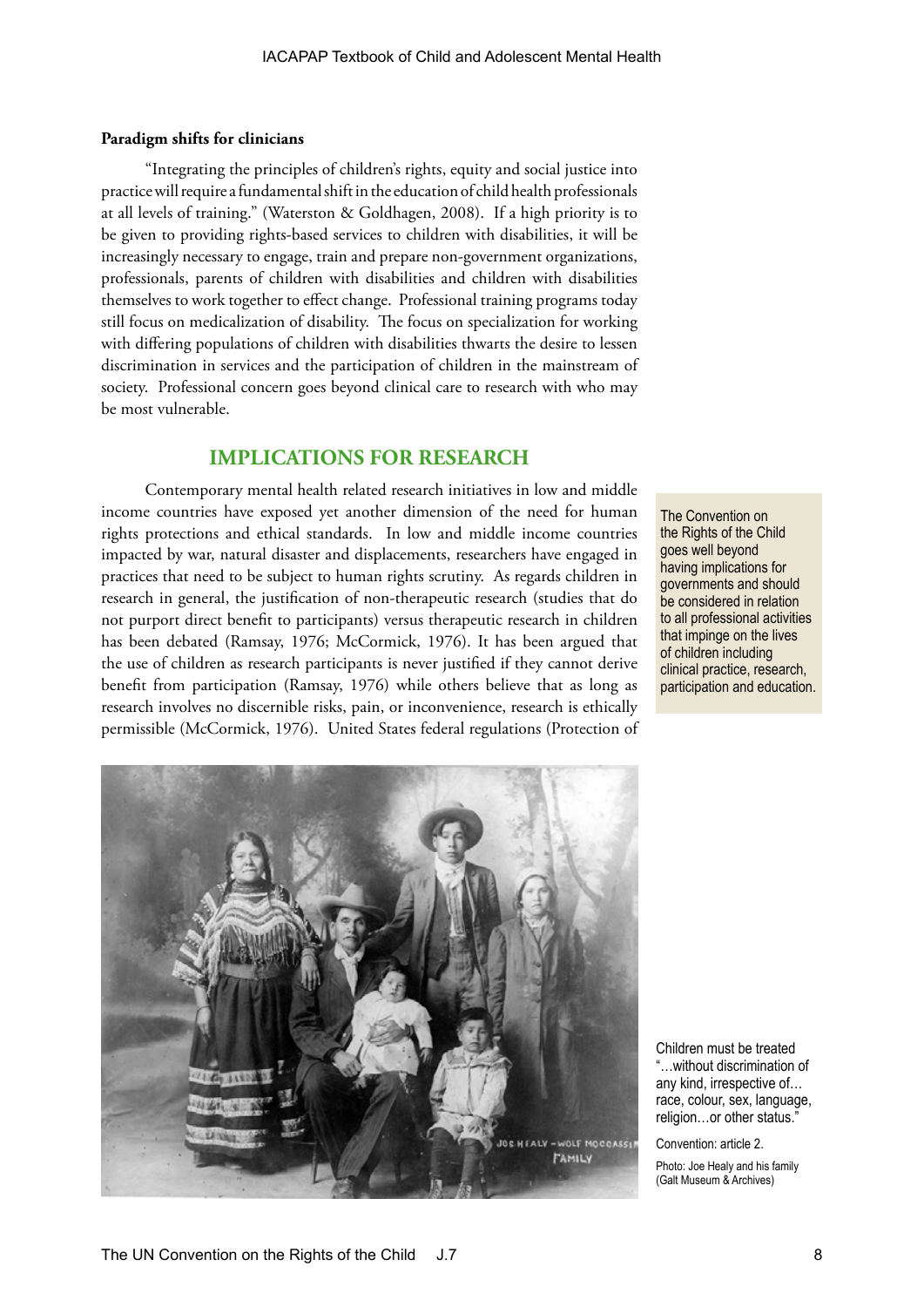**Paradigm shifts for clinicians**

"Integrating the principles of children's rights, equity and social justice into practice will require a fundamental shift in the education of child health professionals at all levels of training." (Waterston & Goldhagen, 2008). If a high priority is to be given to providing rights-based services to children with disabilities, it will be increasingly necessary to engage, train and prepare non-government organizations, professionals, parents of children with disabilities and children with disabilities themselves to work together to effect change. Professional training programs today still focus on medicalization of disability. The focus on specialization for working with differing populations of children with disabilities thwarts the desire to lessen discrimination in services and the participation of children in the mainstream of society. Professional concern goes beyond clinical care to research with who may be most vulnerable.

## IMPLICATIONS FOR RESEARCH

Contemporary mental health related research initiatives in low and middle income countries have exposed yet another dimension of the need for human rights protections and ethical standards. In low and middle income countries impacted by war, natural disaster and displacements, researchers have engaged in practices that need to be subject to human rights scrutiny. As regards children in research in general, the justification of non-therapeutic research (studies that do not purport direct benefit to participants) versus therapeutic research in children has been debated (Ramsay, 1976; McCormick, 1976). It has been argued that the use of children as research participants is never justified if they cannot derive benefit from participation (Ramsay, 1976) while others believe that as long as research involves no discernible risks, pain, or inconvenience, research is ethically permissible (McCormick, 1976). United States federal regulations (Protection of

The Convention on the Rights of the Child goes well beyond having implications for governments and should be considered in relation to all professional activities that impinge on the lives of children including clinical practice, research, participation and education.

Children must be treated "…without discrimination of any kind, irrespective of… race, colour, sex, language, religion…or other status."

Convention: article 2.

Photo: Joe Healy and his family (Galt Museum & Archives)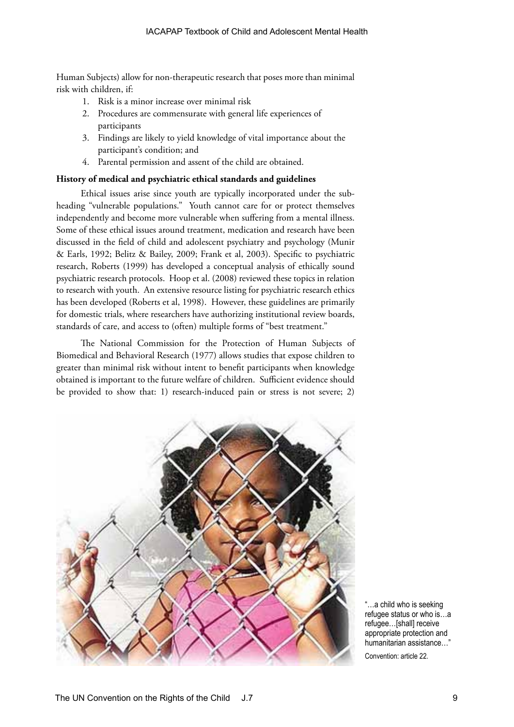Human Subjects) allow for non-therapeutic research that poses more than minimal risk with children, if:

1. Risk is a minor increase over minimal risk
2. Procedures are commensurate with general life experiences of participants
3. Findings are likely to yield knowledge of vital importance about the participant's condition; and
4. Parental permission and assent of the child are obtained.

**History of medical and psychiatric ethical standards and guidelines**

Ethical issues arise since youth are typically incorporated under the sub-heading "vulnerable populations." Youth cannot care for or protect themselves independently and become more vulnerable when suffering from a mental illness. Some of these ethical issues around treatment, medication and research have been discussed in the field of child and adolescent psychiatry and psychology (Munir & Earls, 1992; Belitz & Bailey, 2009; Frank et al, 2003). Specific to psychiatric research, Roberts (1999) has developed a conceptual analysis of ethically sound psychiatric research protocols. Hoop et al. (2008) reviewed these topics in relation to research with youth. An extensive resource listing for psychiatric research ethics has been developed (Roberts et al, 1998). However, these guidelines are primarily for domestic trials, where researchers have authorizing institutional review boards, standards of care, and access to (often) multiple forms of "best treatment."

The National Commission for the Protection of Human Subjects of Biomedical and Behavioral Research (1977) allows studies that expose children to greater than minimal risk without intent to benefit participants when knowledge obtained is important to the future welfare of children. Sufficient evidence should be provided to show that: 1) research-induced pain or stress is not severe; 2)

"…a child who is seeking refugee status or who is…a refugee…[shall] receive appropriate protection and humanitarian assistance…"

Convention: article 22.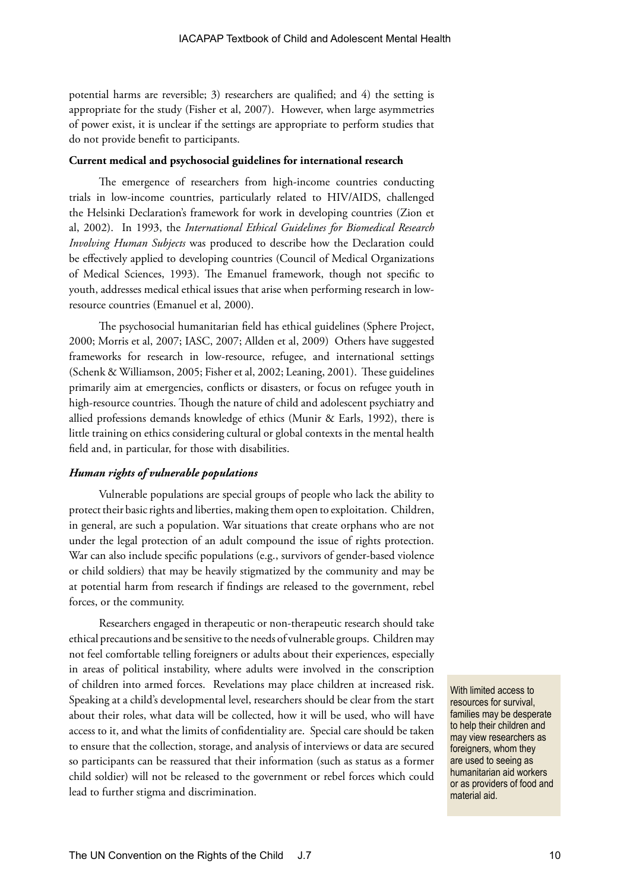potential harms are reversible; 3) researchers are qualified; and 4) the setting is appropriate for the study (Fisher et al, 2007). However, when large asymmetries of power exist, it is unclear if the settings are appropriate to perform studies that do not provide benefit to participants.

**Current medical and psychosocial guidelines for international research**

The emergence of researchers from high-income countries conducting trials in low-income countries, particularly related to HIV/AIDS, challenged the Helsinki Declaration's framework for work in developing countries (Zion et al, 2002). In 1993, the *International Ethical Guidelines for Biomedical Research Involving Human Subjects* was produced to describe how the Declaration could be effectively applied to developing countries (Council of Medical Organizations of Medical Sciences, 1993). The Emanuel framework, though not specific to youth, addresses medical ethical issues that arise when performing research in low-resource countries (Emanuel et al, 2000).

The psychosocial humanitarian field has ethical guidelines (Sphere Project, 2000; Morris et al, 2007; IASC, 2007; Allden et al, 2009) Others have suggested frameworks for research in low-resource, refugee, and international settings (Schenk & Williamson, 2005; Fisher et al, 2002; Leaning, 2001). These guidelines primarily aim at emergencies, conflicts or disasters, or focus on refugee youth in high-resource countries. Though the nature of child and adolescent psychiatry and allied professions demands knowledge of ethics (Munir & Earls, 1992), there is little training on ethics considering cultural or global contexts in the mental health field and, in particular, for those with disabilities.

***Human rights of vulnerable populations***

Vulnerable populations are special groups of people who lack the ability to protect their basic rights and liberties, making them open to exploitation. Children, in general, are such a population. War situations that create orphans who are not under the legal protection of an adult compound the issue of rights protection. War can also include specific populations (e.g., survivors of gender-based violence or child soldiers) that may be heavily stigmatized by the community and may be at potential harm from research if findings are released to the government, rebel forces, or the community.

Researchers engaged in therapeutic or non-therapeutic research should take ethical precautions and be sensitive to the needs of vulnerable groups. Children may not feel comfortable telling foreigners or adults about their experiences, especially in areas of political instability, where adults were involved in the conscription of children into armed forces. Revelations may place children at increased risk. Speaking at a child's developmental level, researchers should be clear from the start about their roles, what data will be collected, how it will be used, who will have access to it, and what the limits of confidentiality are. Special care should be taken to ensure that the collection, storage, and analysis of interviews or data are secured so participants can be reassured that their information (such as status as a former child soldier) will not be released to the government or rebel forces which could lead to further stigma and discrimination.

With limited access to resources for survival, families may be desperate to help their children and may view researchers as foreigners, whom they are used to seeing as humanitarian aid workers or as providers of food and material aid.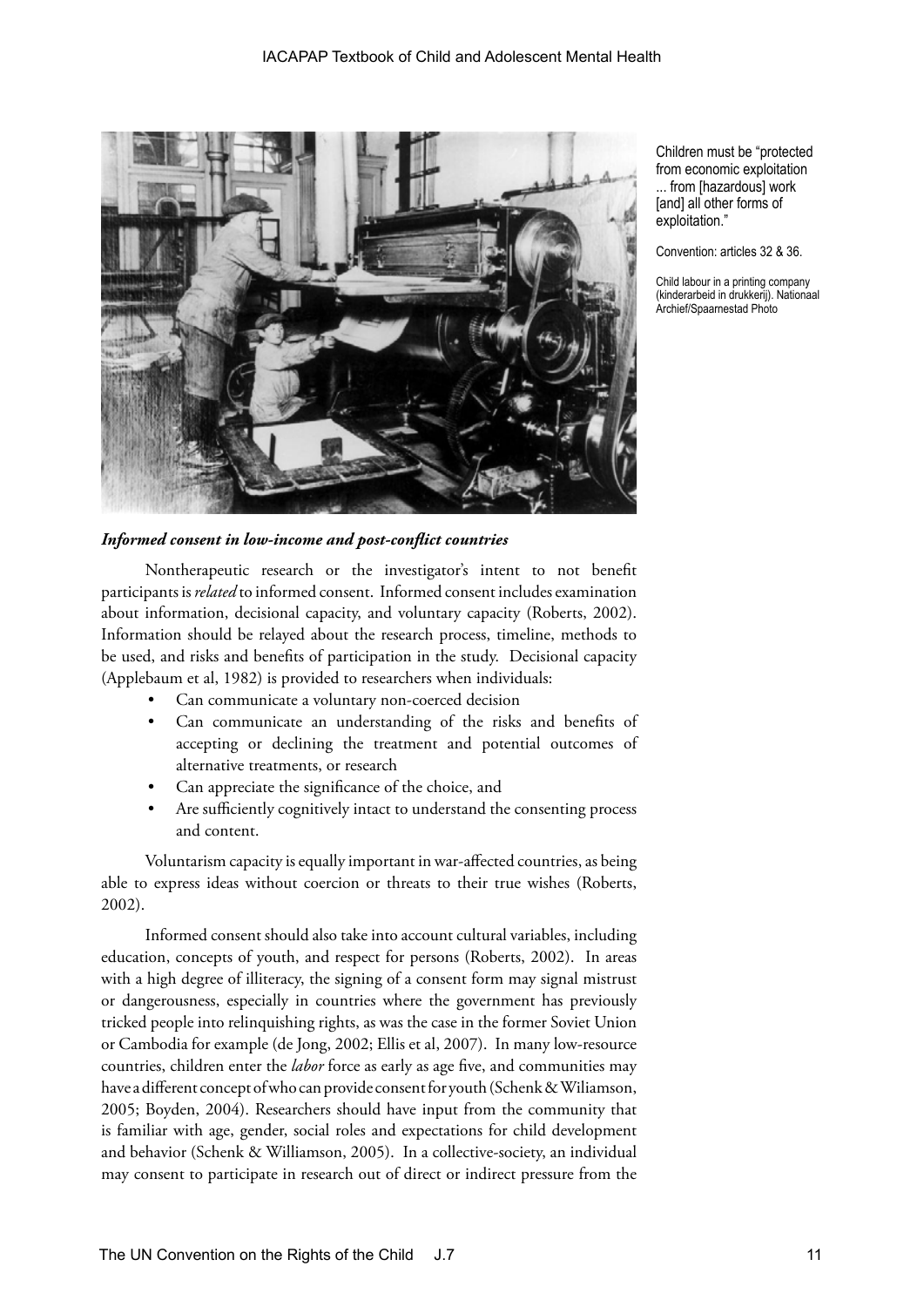Children must be "protected from economic exploitation ... from [hazardous] work [and] all other forms of exploitation."

Convention: articles 32 & 36.

Child labour in a printing company (kinderarbeid in drukkerij). Nationaal Archief/Spaarnestad Photo

### *Informed consent in low-income and post-conflict countries*

Nontherapeutic research or the investigator's intent to not benefit participants is *related* to informed consent. Informed consent includes examination about information, decisional capacity, and voluntary capacity (Roberts, 2002). Information should be relayed about the research process, timeline, methods to be used, and risks and benefits of participation in the study. Decisional capacity (Applebaum et al, 1982) is provided to researchers when individuals:

- Can communicate a voluntary non-coerced decision
- Can communicate an understanding of the risks and benefits of accepting or declining the treatment and potential outcomes of alternative treatments, or research
- Can appreciate the significance of the choice, and
- Are sufficiently cognitively intact to understand the consenting process and content.

Voluntarism capacity is equally important in war-affected countries, as being able to express ideas without coercion or threats to their true wishes (Roberts, 2002).

Informed consent should also take into account cultural variables, including education, concepts of youth, and respect for persons (Roberts, 2002). In areas with a high degree of illiteracy, the signing of a consent form may signal mistrust or dangerousness, especially in countries where the government has previously tricked people into relinquishing rights, as was the case in the former Soviet Union or Cambodia for example (de Jong, 2002; Ellis et al, 2007). In many low-resource countries, children enter the *labor* force as early as age five, and communities may have a different concept of who can provide consent for youth (Schenk & Wiliamson, 2005; Boyden, 2004). Researchers should have input from the community that is familiar with age, gender, social roles and expectations for child development and behavior (Schenk & Williamson, 2005). In a collective-society, an individual may consent to participate in research out of direct or indirect pressure from the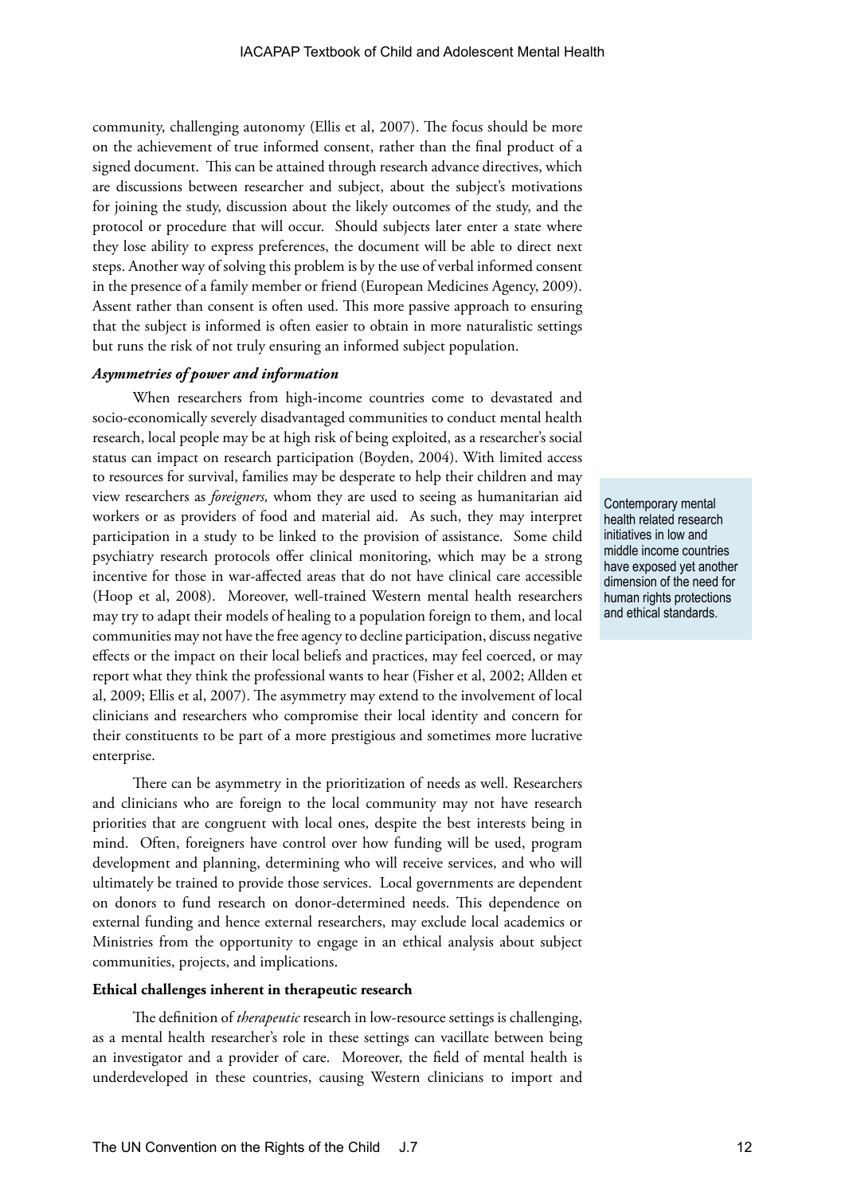community, challenging autonomy (Ellis et al, 2007). The focus should be more on the achievement of true informed consent, rather than the final product of a signed document. This can be attained through research advance directives, which are discussions between researcher and subject, about the subject's motivations for joining the study, discussion about the likely outcomes of the study, and the protocol or procedure that will occur. Should subjects later enter a state where they lose ability to express preferences, the document will be able to direct next steps. Another way of solving this problem is by the use of verbal informed consent in the presence of a family member or friend (European Medicines Agency, 2009). Assent rather than consent is often used. This more passive approach to ensuring that the subject is informed is often easier to obtain in more naturalistic settings but runs the risk of not truly ensuring an informed subject population.

***Asymmetries of power and information***

When researchers from high-income countries come to devastated and socio-economically severely disadvantaged communities to conduct mental health research, local people may be at high risk of being exploited, as a researcher's social status can impact on research participation (Boyden, 2004). With limited access to resources for survival, families may be desperate to help their children and may view researchers as *foreigners,* whom they are used to seeing as humanitarian aid workers or as providers of food and material aid. As such, they may interpret participation in a study to be linked to the provision of assistance. Some child psychiatry research protocols offer clinical monitoring, which may be a strong incentive for those in war-affected areas that do not have clinical care accessible (Hoop et al, 2008). Moreover, well-trained Western mental health researchers may try to adapt their models of healing to a population foreign to them, and local communities may not have the free agency to decline participation, discuss negative effects or the impact on their local beliefs and practices, may feel coerced, or may report what they think the professional wants to hear (Fisher et al, 2002; Allden et al, 2009; Ellis et al, 2007). The asymmetry may extend to the involvement of local clinicians and researchers who compromise their local identity and concern for their constituents to be part of a more prestigious and sometimes more lucrative enterprise.

Contemporary mental health related research initiatives in low and middle income countries have exposed yet another dimension of the need for human rights protections and ethical standards.

There can be asymmetry in the prioritization of needs as well. Researchers and clinicians who are foreign to the local community may not have research priorities that are congruent with local ones, despite the best interests being in mind. Often, foreigners have control over how funding will be used, program development and planning, determining who will receive services, and who will ultimately be trained to provide those services. Local governments are dependent on donors to fund research on donor-determined needs. This dependence on external funding and hence external researchers, may exclude local academics or Ministries from the opportunity to engage in an ethical analysis about subject communities, projects, and implications.

**Ethical challenges inherent in therapeutic research**

The definition of *therapeutic* research in low-resource settings is challenging, as a mental health researcher's role in these settings can vacillate between being an investigator and a provider of care. Moreover, the field of mental health is underdeveloped in these countries, causing Western clinicians to import and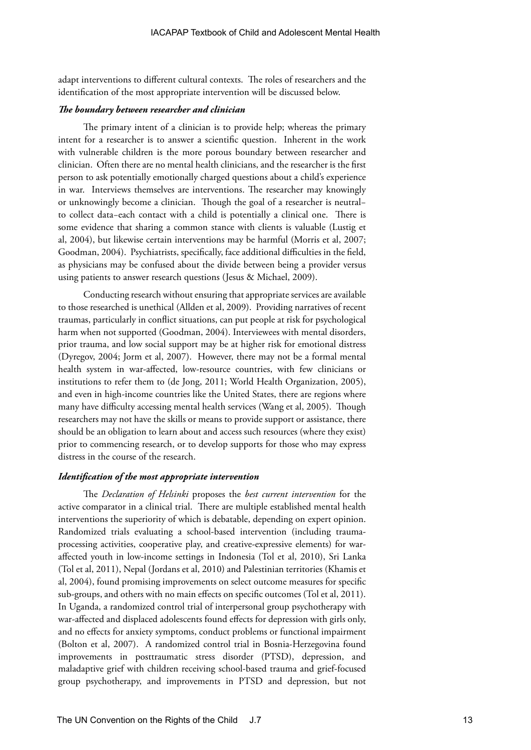adapt interventions to different cultural contexts. The roles of researchers and the identification of the most appropriate intervention will be discussed below.

### *The boundary between researcher and clinician*

The primary intent of a clinician is to provide help; whereas the primary intent for a researcher is to answer a scientific question. Inherent in the work with vulnerable children is the more porous boundary between researcher and clinician. Often there are no mental health clinicians, and the researcher is the first person to ask potentially emotionally charged questions about a child's experience in war. Interviews themselves are interventions. The researcher may knowingly or unknowingly become a clinician. Though the goal of a researcher is neutral–to collect data–each contact with a child is potentially a clinical one. There is some evidence that sharing a common stance with clients is valuable (Lustig et al, 2004), but likewise certain interventions may be harmful (Morris et al, 2007; Goodman, 2004). Psychiatrists, specifically, face additional difficulties in the field, as physicians may be confused about the divide between being a provider versus using patients to answer research questions (Jesus & Michael, 2009).

Conducting research without ensuring that appropriate services are available to those researched is unethical (Allden et al, 2009). Providing narratives of recent traumas, particularly in conflict situations, can put people at risk for psychological harm when not supported (Goodman, 2004). Interviewees with mental disorders, prior trauma, and low social support may be at higher risk for emotional distress (Dyregov, 2004; Jorm et al, 2007). However, there may not be a formal mental health system in war-affected, low-resource countries, with few clinicians or institutions to refer them to (de Jong, 2011; World Health Organization, 2005), and even in high-income countries like the United States, there are regions where many have difficulty accessing mental health services (Wang et al, 2005). Though researchers may not have the skills or means to provide support or assistance, there should be an obligation to learn about and access such resources (where they exist) prior to commencing research, or to develop supports for those who may express distress in the course of the research.

### *Identification of the most appropriate intervention*

The *Declaration of Helsinki* proposes the *best current intervention* for the active comparator in a clinical trial. There are multiple established mental health interventions the superiority of which is debatable, depending on expert opinion. Randomized trials evaluating a school-based intervention (including trauma-processing activities, cooperative play, and creative-expressive elements) for war-affected youth in low-income settings in Indonesia (Tol et al, 2010), Sri Lanka (Tol et al, 2011), Nepal (Jordans et al, 2010) and Palestinian territories (Khamis et al, 2004), found promising improvements on select outcome measures for specific sub-groups, and others with no main effects on specific outcomes (Tol et al, 2011). In Uganda, a randomized control trial of interpersonal group psychotherapy with war-affected and displaced adolescents found effects for depression with girls only, and no effects for anxiety symptoms, conduct problems or functional impairment (Bolton et al, 2007). A randomized control trial in Bosnia-Herzegovina found improvements in posttraumatic stress disorder (PTSD), depression, and maladaptive grief with children receiving school-based trauma and grief-focused group psychotherapy, and improvements in PTSD and depression, but not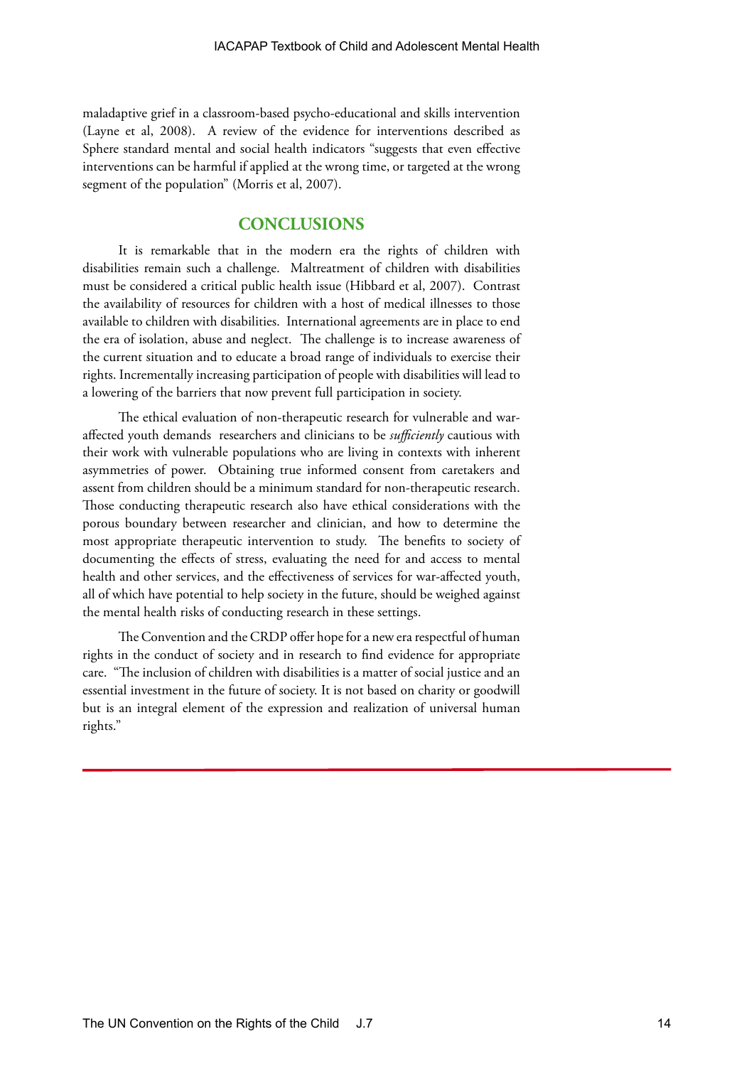maladaptive grief in a classroom-based psycho-educational and skills intervention (Layne et al, 2008). A review of the evidence for interventions described as Sphere standard mental and social health indicators "suggests that even effective interventions can be harmful if applied at the wrong time, or targeted at the wrong segment of the population" (Morris et al, 2007).

## CONCLUSIONS

It is remarkable that in the modern era the rights of children with disabilities remain such a challenge. Maltreatment of children with disabilities must be considered a critical public health issue (Hibbard et al, 2007). Contrast the availability of resources for children with a host of medical illnesses to those available to children with disabilities. International agreements are in place to end the era of isolation, abuse and neglect. The challenge is to increase awareness of the current situation and to educate a broad range of individuals to exercise their rights. Incrementally increasing participation of people with disabilities will lead to a lowering of the barriers that now prevent full participation in society.

The ethical evaluation of non-therapeutic research for vulnerable and war-affected youth demands researchers and clinicians to be *sufficiently* cautious with their work with vulnerable populations who are living in contexts with inherent asymmetries of power. Obtaining true informed consent from caretakers and assent from children should be a minimum standard for non-therapeutic research. Those conducting therapeutic research also have ethical considerations with the porous boundary between researcher and clinician, and how to determine the most appropriate therapeutic intervention to study. The benefits to society of documenting the effects of stress, evaluating the need for and access to mental health and other services, and the effectiveness of services for war-affected youth, all of which have potential to help society in the future, should be weighed against the mental health risks of conducting research in these settings.

The Convention and the CRDP offer hope for a new era respectful of human rights in the conduct of society and in research to find evidence for appropriate care. "The inclusion of children with disabilities is a matter of social justice and an essential investment in the future of society. It is not based on charity or goodwill but is an integral element of the expression and realization of universal human rights."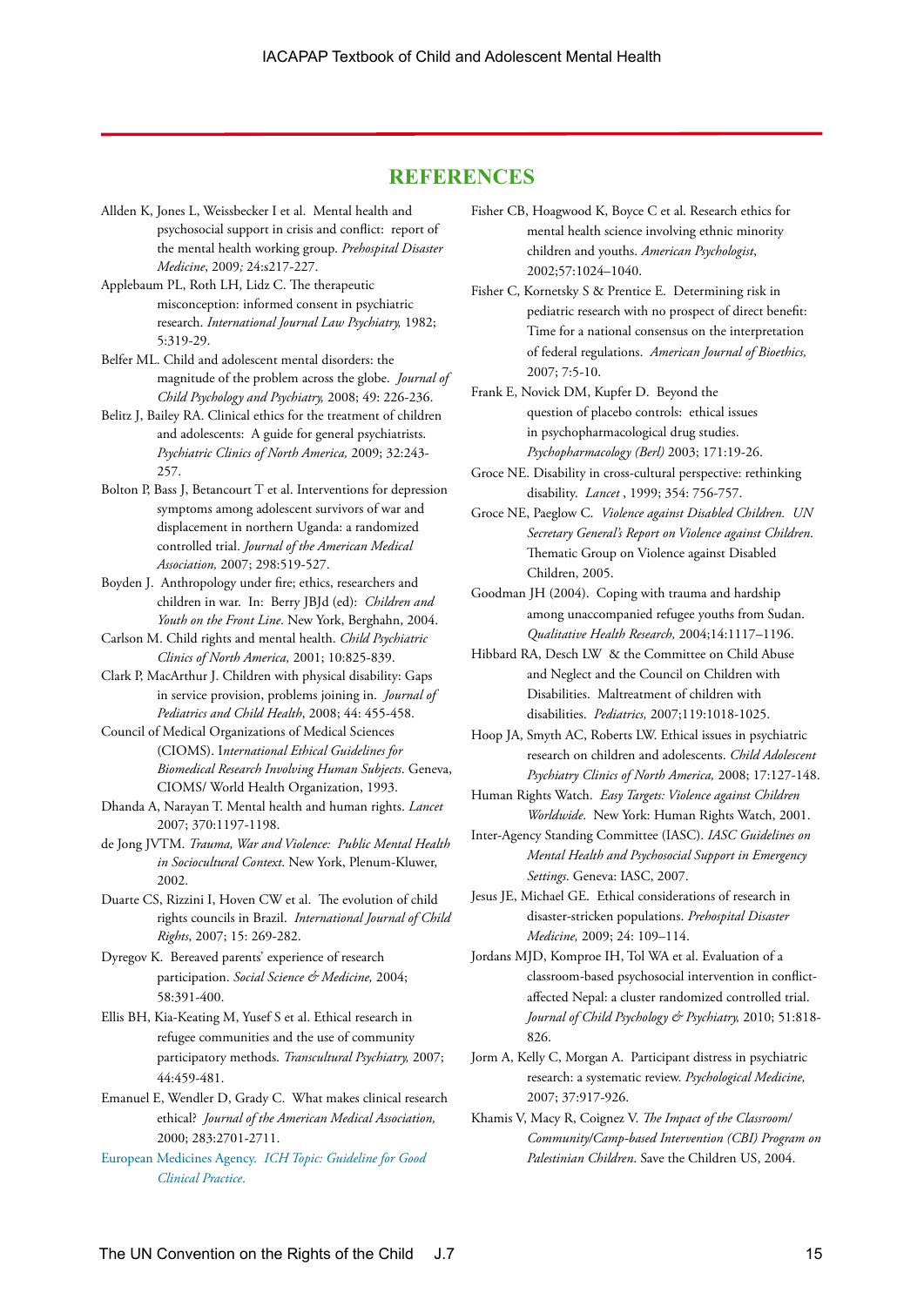## REFERENCES

Allden K, Jones L, Weissbecker I et al. Mental health and psychosocial support in crisis and conflict: report of the mental health working group. *Prehospital Disaster Medicine*, 2009; 24:s217-227.

Applebaum PL, Roth LH, Lidz C. The therapeutic misconception: informed consent in psychiatric research. *International Journal Law Psychiatry,* 1982; 5:319-29.

Belfer ML. Child and adolescent mental disorders: the magnitude of the problem across the globe. *Journal of Child Psychology and Psychiatry,* 2008; 49: 226-236.

Belitz J, Bailey RA. Clinical ethics for the treatment of children and adolescents: A guide for general psychiatrists. *Psychiatric Clinics of North America,* 2009; 32:243-257.

Bolton P, Bass J, Betancourt T et al. Interventions for depression symptoms among adolescent survivors of war and displacement in northern Uganda: a randomized controlled trial. *Journal of the American Medical Association,* 2007; 298:519-527.

Boyden J. Anthropology under fire; ethics, researchers and children in war. In: Berry JBJd (ed): *Children and Youth on the Front Line*. New York, Berghahn, 2004.

Carlson M. Child rights and mental health. *Child Psychiatric Clinics of North America,* 2001; 10:825-839.

Clark P, MacArthur J. Children with physical disability: Gaps in service provision, problems joining in. *Journal of Pediatrics and Child Health*, 2008; 44: 455-458.

Council of Medical Organizations of Medical Sciences (CIOMS). I*nternational Ethical Guidelines for Biomedical Research Involving Human Subjects*. Geneva, CIOMS/ World Health Organization, 1993.

Dhanda A, Narayan T. Mental health and human rights. *Lancet* 2007; 370:1197-1198.

de Jong JVTM. *Trauma, War and Violence: Public Mental Health in Sociocultural Context*. New York, Plenum-Kluwer, 2002.

Duarte CS, Rizzini I, Hoven CW et al. The evolution of child rights councils in Brazil. *International Journal of Child Rights*, 2007; 15: 269-282.

Dyregov K. Bereaved parents' experience of research participation. *Social Science & Medicine,* 2004; 58:391-400.

Ellis BH, Kia-Keating M, Yusef S et al. Ethical research in refugee communities and the use of community participatory methods. *Transcultural Psychiatry,* 2007; 44:459-481.

Emanuel E, Wendler D, Grady C. What makes clinical research ethical? *Journal of the American Medical Association,* 2000; 283:2701-2711.

European Medicines Agency. *ICH Topic: Guideline for Good Clinical Practice*.

Fisher CB, Hoagwood K, Boyce C et al. Research ethics for mental health science involving ethnic minority children and youths. *American Psychologist*, 2002;57:1024–1040.

Fisher C, Kornetsky S & Prentice E. Determining risk in pediatric research with no prospect of direct benefit: Time for a national consensus on the interpretation of federal regulations. *American Journal of Bioethics,* 2007; 7:5-10.

Frank E, Novick DM, Kupfer D. Beyond the question of placebo controls: ethical issues in psychopharmacological drug studies. *Psychopharmacology (Berl)* 2003; 171:19-26.

Groce NE. Disability in cross-cultural perspective: rethinking disability. *Lancet* , 1999; 354: 756-757.

Groce NE, Paeglow C. *Violence against Disabled Children. UN Secretary General's Report on Violence against Children*. Thematic Group on Violence against Disabled Children, 2005.

Goodman JH (2004). Coping with trauma and hardship among unaccompanied refugee youths from Sudan. *Qualitative Health Research,* 2004;14:1117–1196.

Hibbard RA, Desch LW & the Committee on Child Abuse and Neglect and the Council on Children with Disabilities. Maltreatment of children with disabilities. *Pediatrics,* 2007;119:1018-1025.

Hoop JA, Smyth AC, Roberts LW. Ethical issues in psychiatric research on children and adolescents. *Child Adolescent Psychiatry Clinics of North America,* 2008; 17:127-148.

Human Rights Watch. *Easy Targets: Violence against Children Worldwide*. New York: Human Rights Watch, 2001.

Inter-Agency Standing Committee (IASC). *IASC Guidelines on Mental Health and Psychosocial Support in Emergency Settings*. Geneva: IASC, 2007.

Jesus JE, Michael GE. Ethical considerations of research in disaster-stricken populations. *Prehospital Disaster Medicine,* 2009; 24: 109–114.

Jordans MJD, Komproe IH, Tol WA et al. Evaluation of a classroom-based psychosocial intervention in conflict-affected Nepal: a cluster randomized controlled trial. *Journal of Child Psychology & Psychiatry,* 2010; 51:818-826.

Jorm A, Kelly C, Morgan A. Participant distress in psychiatric research: a systematic review. *Psychological Medicine,* 2007; 37:917-926.

Khamis V, Macy R, Coignez V. *The Impact of the Classroom/Community/Camp-based Intervention (CBI) Program on Palestinian Children*. Save the Children US, 2004.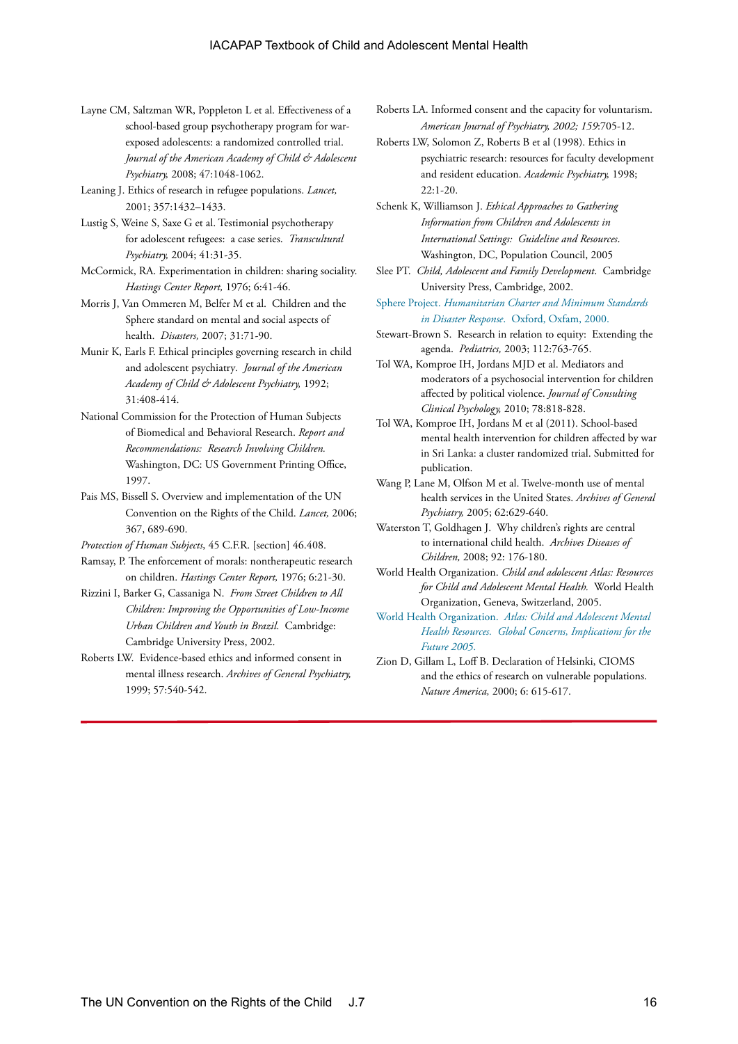Layne CM, Saltzman WR, Poppleton L et al. Effectiveness of a school-based group psychotherapy program for war-exposed adolescents: a randomized controlled trial. *Journal of the American Academy of Child & Adolescent Psychiatry,* 2008; 47:1048-1062.

Leaning J. Ethics of research in refugee populations. *Lancet,* 2001; 357:1432–1433.

Lustig S, Weine S, Saxe G et al. Testimonial psychotherapy for adolescent refugees: a case series. *Transcultural Psychiatry,* 2004; 41:31-35.

McCormick, RA. Experimentation in children: sharing sociality. *Hastings Center Report,* 1976; 6:41-46.

Morris J, Van Ommeren M, Belfer M et al. Children and the Sphere standard on mental and social aspects of health. *Disasters,* 2007; 31:71-90.

Munir K, Earls F. Ethical principles governing research in child and adolescent psychiatry. *Journal of the American Academy of Child & Adolescent Psychiatry,* 1992; 31:408-414.

National Commission for the Protection of Human Subjects of Biomedical and Behavioral Research. *Report and Recommendations: Research Involving Children.* Washington, DC: US Government Printing Office, 1997.

Pais MS, Bissell S. Overview and implementation of the UN Convention on the Rights of the Child. *Lancet,* 2006; 367, 689-690.

*Protection of Human Subjects*, 45 C.F.R. [section] 46.408.

Ramsay, P. The enforcement of morals: nontherapeutic research on children. *Hastings Center Report,* 1976; 6:21-30.

Rizzini I, Barker G, Cassaniga N. *From Street Children to All Children: Improving the Opportunities of Low-Income Urban Children and Youth in Brazil.* Cambridge: Cambridge University Press, 2002.

Roberts LW. Evidence-based ethics and informed consent in mental illness research. *Archives of General Psychiatry,* 1999; 57:540-542.

Roberts LA. Informed consent and the capacity for voluntarism. *American Journal of Psychiatry, 2002; 159*:705-12.

Roberts LW, Solomon Z, Roberts B et al (1998). Ethics in psychiatric research: resources for faculty development and resident education. *Academic Psychiatry,* 1998; 22:1-20.

Schenk K, Williamson J. *Ethical Approaches to Gathering Information from Children and Adolescents in International Settings: Guideline and Resources.* Washington, DC, Population Council, 2005

Slee PT. *Child, Adolescent and Family Development.* Cambridge University Press, Cambridge, 2002.

Sphere Project. *Humanitarian Charter and Minimum Standards in Disaster Response.* Oxford, Oxfam, 2000.

Stewart-Brown S. Research in relation to equity: Extending the agenda. *Pediatrics,* 2003; 112:763-765.

Tol WA, Komproe IH, Jordans MJD et al. Mediators and moderators of a psychosocial intervention for children affected by political violence. *Journal of Consulting Clinical Psychology,* 2010; 78:818-828.

Tol WA, Komproe IH, Jordans M et al (2011). School-based mental health intervention for children affected by war in Sri Lanka: a cluster randomized trial. Submitted for publication.

Wang P, Lane M, Olfson M et al. Twelve-month use of mental health services in the United States. *Archives of General Psychiatry,* 2005; 62:629-640.

Waterston T, Goldhagen J. Why children's rights are central to international child health. *Archives Diseases of Children,* 2008; 92: 176-180.

World Health Organization. *Child and adolescent Atlas: Resources for Child and Adolescent Mental Health.* World Health Organization, Geneva, Switzerland, 2005.

World Health Organization. *Atlas: Child and Adolescent Mental Health Resources. Global Concerns, Implications for the Future 2005.*

Zion D, Gillam L, Loff B. Declaration of Helsinki, CIOMS and the ethics of research on vulnerable populations. *Nature America,* 2000; 6: 615-617.